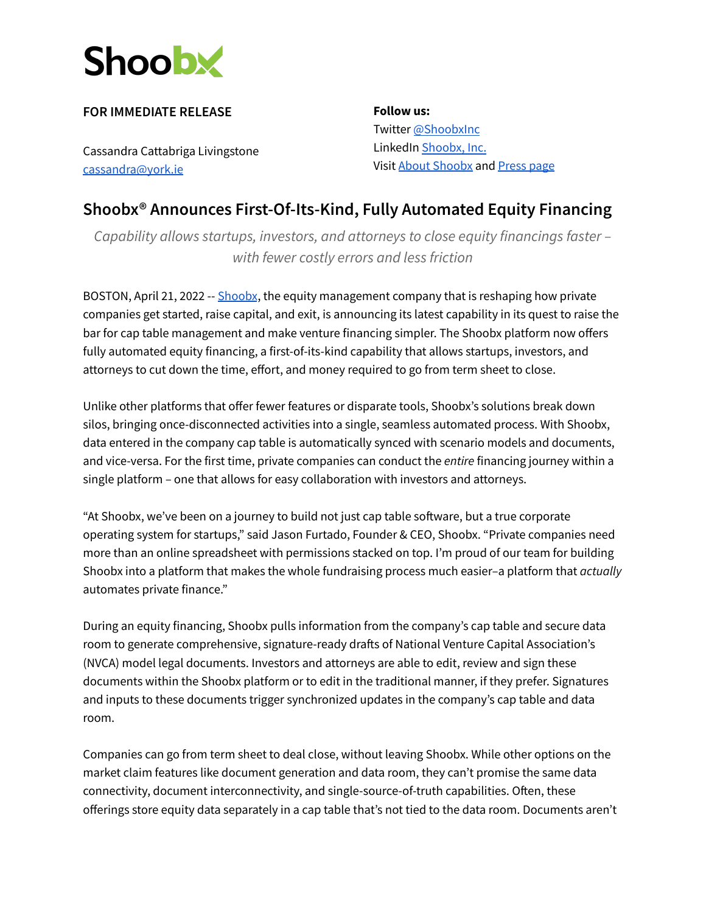# Shoobx

**FOR IMMEDIATE RELEASE**

Cassandra Cattabriga Livingstone
cassandra@york.ie

**Follow us:**
Twitter @ShoobxInc
LinkedIn Shoobx, Inc.
Visit About Shoobx and Press page

## Shoobx® Announces First-Of-Its-Kind, Fully Automated Equity Financing

*Capability allows startups, investors, and attorneys to close equity financings faster – with fewer costly errors and less friction*

BOSTON, April 21, 2022 -- Shoobx, the equity management company that is reshaping how private companies get started, raise capital, and exit, is announcing its latest capability in its quest to raise the bar for cap table management and make venture financing simpler. The Shoobx platform now offers fully automated equity financing, a first-of-its-kind capability that allows startups, investors, and attorneys to cut down the time, effort, and money required to go from term sheet to close.

Unlike other platforms that offer fewer features or disparate tools, Shoobx's solutions break down silos, bringing once-disconnected activities into a single, seamless automated process. With Shoobx, data entered in the company cap table is automatically synced with scenario models and documents, and vice-versa. For the first time, private companies can conduct the *entire* financing journey within a single platform – one that allows for easy collaboration with investors and attorneys.

"At Shoobx, we've been on a journey to build not just cap table software, but a true corporate operating system for startups," said Jason Furtado, Founder & CEO, Shoobx. "Private companies need more than an online spreadsheet with permissions stacked on top. I'm proud of our team for building Shoobx into a platform that makes the whole fundraising process much easier–a platform that *actually* automates private finance."

During an equity financing, Shoobx pulls information from the company's cap table and secure data room to generate comprehensive, signature-ready drafts of National Venture Capital Association's (NVCA) model legal documents. Investors and attorneys are able to edit, review and sign these documents within the Shoobx platform or to edit in the traditional manner, if they prefer. Signatures and inputs to these documents trigger synchronized updates in the company's cap table and data room.

Companies can go from term sheet to deal close, without leaving Shoobx. While other options on the market claim features like document generation and data room, they can't promise the same data connectivity, document interconnectivity, and single-source-of-truth capabilities. Often, these offerings store equity data separately in a cap table that's not tied to the data room. Documents aren't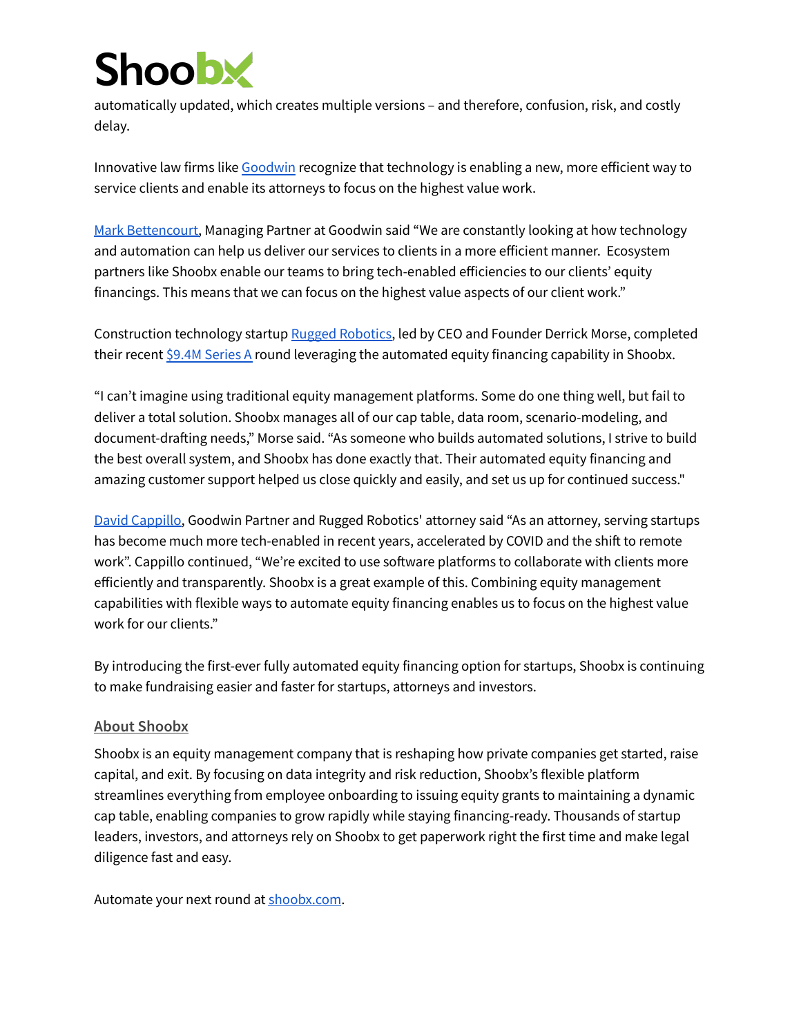automatically updated, which creates multiple versions – and therefore, confusion, risk, and costly delay.

Innovative law firms like Goodwin recognize that technology is enabling a new, more efficient way to service clients and enable its attorneys to focus on the highest value work.

Mark Bettencourt, Managing Partner at Goodwin said "We are constantly looking at how technology and automation can help us deliver our services to clients in a more efficient manner. Ecosystem partners like Shoobx enable our teams to bring tech-enabled efficiencies to our clients' equity financings. This means that we can focus on the highest value aspects of our client work."

Construction technology startup Rugged Robotics, led by CEO and Founder Derrick Morse, completed their recent $9.4M Series A round leveraging the automated equity financing capability in Shoobx.

"I can't imagine using traditional equity management platforms. Some do one thing well, but fail to deliver a total solution. Shoobx manages all of our cap table, data room, scenario-modeling, and document-drafting needs," Morse said. "As someone who builds automated solutions, I strive to build the best overall system, and Shoobx has done exactly that. Their automated equity financing and amazing customer support helped us close quickly and easily, and set us up for continued success."

David Cappillo, Goodwin Partner and Rugged Robotics' attorney said "As an attorney, serving startups has become much more tech-enabled in recent years, accelerated by COVID and the shift to remote work". Cappillo continued, "We're excited to use software platforms to collaborate with clients more efficiently and transparently. Shoobx is a great example of this. Combining equity management capabilities with flexible ways to automate equity financing enables us to focus on the highest value work for our clients."

By introducing the first-ever fully automated equity financing option for startups, Shoobx is continuing to make fundraising easier and faster for startups, attorneys and investors.

## About Shoobx

Shoobx is an equity management company that is reshaping how private companies get started, raise capital, and exit. By focusing on data integrity and risk reduction, Shoobx's flexible platform streamlines everything from employee onboarding to issuing equity grants to maintaining a dynamic cap table, enabling companies to grow rapidly while staying financing-ready. Thousands of startup leaders, investors, and attorneys rely on Shoobx to get paperwork right the first time and make legal diligence fast and easy.

Automate your next round at shoobx.com.